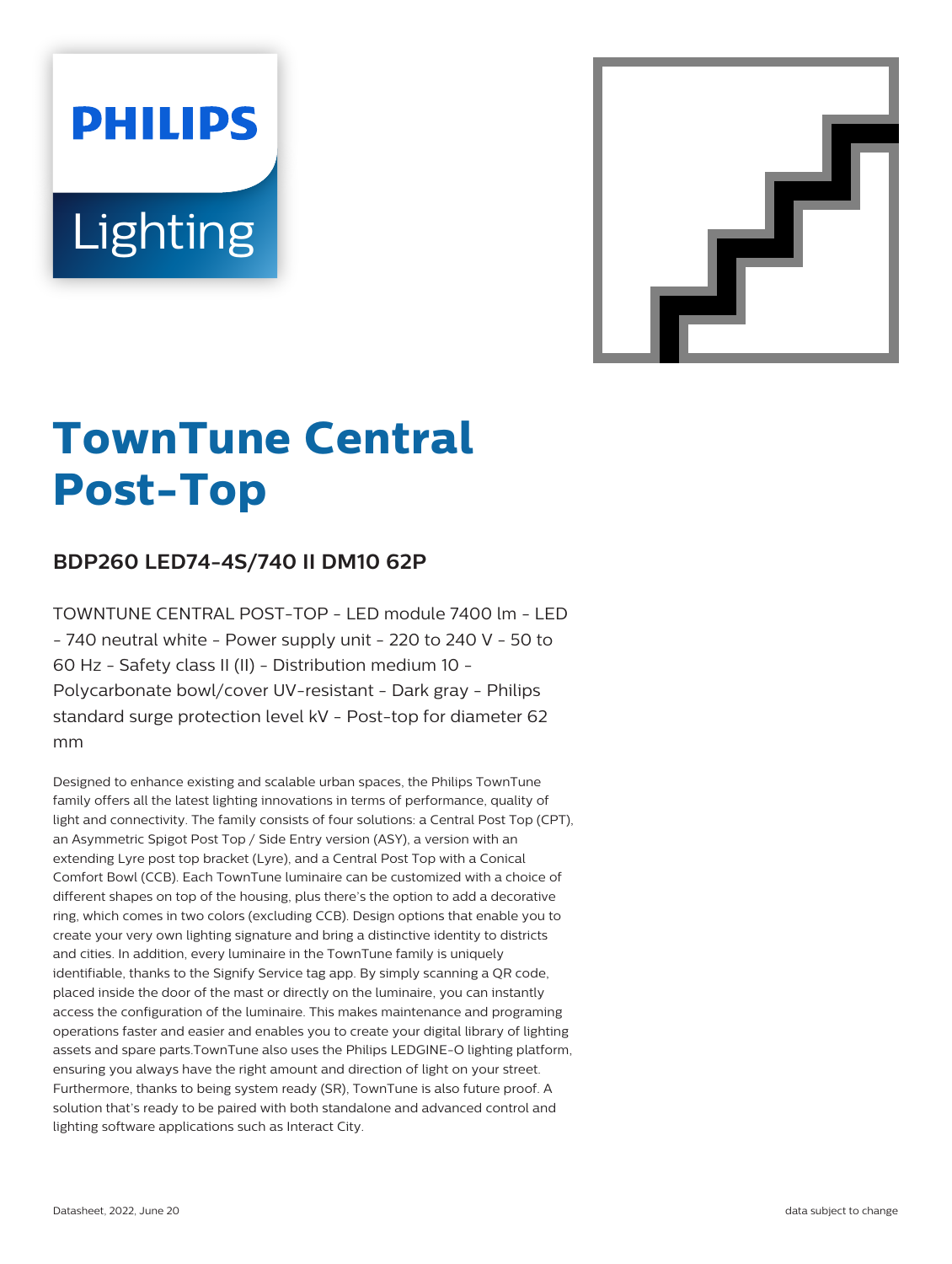PHILIPS

Lighting

# TownTune Central Post-Top

## BDP260 LED74-4S/740 II DM10 62P

TOWNTUNE CENTRAL POST-TOP - LED module 7400 lm - LED - 740 neutral white - Power supply unit - 220 to 240 V - 50 to 60 Hz - Safety class II (II) - Distribution medium 10 - Polycarbonate bowl/cover UV-resistant - Dark gray - Philips standard surge protection level kV - Post-top for diameter 62 mm

Designed to enhance existing and scalable urban spaces, the Philips TownTune family offers all the latest lighting innovations in terms of performance, quality of light and connectivity. The family consists of four solutions: a Central Post Top (CPT), an Asymmetric Spigot Post Top / Side Entry version (ASY), a version with an extending Lyre post top bracket (Lyre), and a Central Post Top with a Conical Comfort Bowl (CCB). Each TownTune luminaire can be customized with a choice of different shapes on top of the housing, plus there's the option to add a decorative ring, which comes in two colors (excluding CCB). Design options that enable you to create your very own lighting signature and bring a distinctive identity to districts and cities. In addition, every luminaire in the TownTune family is uniquely identifiable, thanks to the Signify Service tag app. By simply scanning a QR code, placed inside the door of the mast or directly on the luminaire, you can instantly access the configuration of the luminaire. This makes maintenance and programing operations faster and easier and enables you to create your digital library of lighting assets and spare parts.TownTune also uses the Philips LEDGINE-O lighting platform, ensuring you always have the right amount and direction of light on your street. Furthermore, thanks to being system ready (SR), TownTune is also future proof. A solution that's ready to be paired with both standalone and advanced control and lighting software applications such as Interact City.

Datasheet, 2022, June 20

data subject to change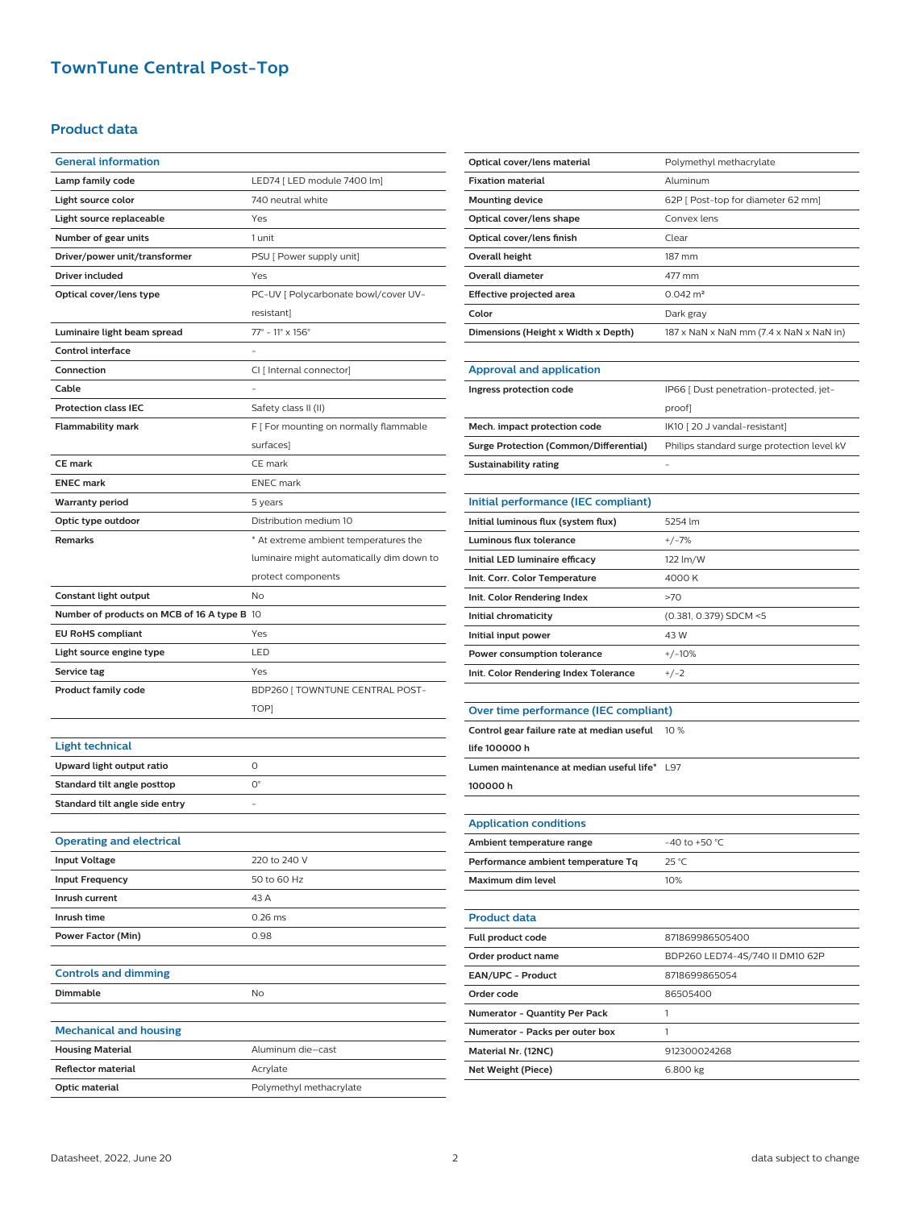# TownTune Central Post-Top

## Product data

| General information | |
|---|---|
| Lamp family code | LED74 [ LED module 7400 lm] |
| Light source color | 740 neutral white |
| Light source replaceable | Yes |
| Number of gear units | 1 unit |
| Driver/power unit/transformer | PSU [ Power supply unit] |
| Driver included | Yes |
| Optical cover/lens type | PC-UV [ Polycarbonate bowl/cover UV-resistant] |
| Luminaire light beam spread | 77° - 11° x 156° |
| Control interface | - |
| Connection | CI [ Internal connector] |
| Cable | - |
| Protection class IEC | Safety class II (II) |
| Flammability mark | F [ For mounting on normally flammable surfaces] |
| CE mark | CE mark |
| ENEC mark | ENEC mark |
| Warranty period | 5 years |
| Optic type outdoor | Distribution medium 10 |
| Remarks | * At extreme ambient temperatures the luminaire might automatically dim down to protect components |
| Constant light output | No |
| Number of products on MCB of 16 A type B | 10 |
| EU RoHS compliant | Yes |
| Light source engine type | LED |
| Service tag | Yes |
| Product family code | BDP260 [ TOWNTUNE CENTRAL POST-TOP] |

| Light technical | |
|---|---|
| Upward light output ratio | 0 |
| Standard tilt angle posttop | 0° |
| Standard tilt angle side entry | - |

| Operating and electrical | |
|---|---|
| Input Voltage | 220 to 240 V |
| Input Frequency | 50 to 60 Hz |
| Inrush current | 43 A |
| Inrush time | 0.26 ms |
| Power Factor (Min) | 0.98 |

| Controls and dimming | |
|---|---|
| Dimmable | No |

| Mechanical and housing | |
|---|---|
| Housing Material | Aluminum die-cast |
| Reflector material | Acrylate |
| Optic material | Polymethyl methacrylate |
| Optical cover/lens material | Polymethyl methacrylate |
| Fixation material | Aluminum |
| Mounting device | 62P [ Post-top for diameter 62 mm] |
| Optical cover/lens shape | Convex lens |
| Optical cover/lens finish | Clear |
| Overall height | 187 mm |
| Overall diameter | 477 mm |
| Effective projected area | 0.042 m² |
| Color | Dark gray |
| Dimensions (Height x Width x Depth) | 187 x NaN x NaN mm (7.4 x NaN x NaN in) |

| Approval and application | |
|---|---|
| Ingress protection code | IP66 [ Dust penetration-protected, jet-proof] |
| Mech. impact protection code | IK10 [ 20 J vandal-resistant] |
| Surge Protection (Common/Differential) | Philips standard surge protection level kV |
| Sustainability rating | - |

| Initial performance (IEC compliant) | |
|---|---|
| Initial luminous flux (system flux) | 5254 lm |
| Luminous flux tolerance | +/-7% |
| Initial LED luminaire efficacy | 122 lm/W |
| Init. Corr. Color Temperature | 4000 K |
| Init. Color Rendering Index | >70 |
| Initial chromaticity | (0.381, 0.379) SDCM <5 |
| Initial input power | 43 W |
| Power consumption tolerance | +/-10% |
| Init. Color Rendering Index Tolerance | +/-2 |

| Over time performance (IEC compliant) | |
|---|---|
| Control gear failure rate at median useful life 100000 h | 10 % |
| Lumen maintenance at median useful life* 100000 h | L97 |

| Application conditions | |
|---|---|
| Ambient temperature range | -40 to +50 °C |
| Performance ambient temperature Tq | 25 °C |
| Maximum dim level | 10% |

| Product data | |
|---|---|
| Full product code | 871869986505400 |
| Order product name | BDP260 LED74-4S/740 II DM10 62P |
| EAN/UPC - Product | 8718699865054 |
| Order code | 86505400 |
| Numerator - Quantity Per Pack | 1 |
| Numerator - Packs per outer box | 1 |
| Material Nr. (12NC) | 912300024268 |
| Net Weight (Piece) | 6.800 kg |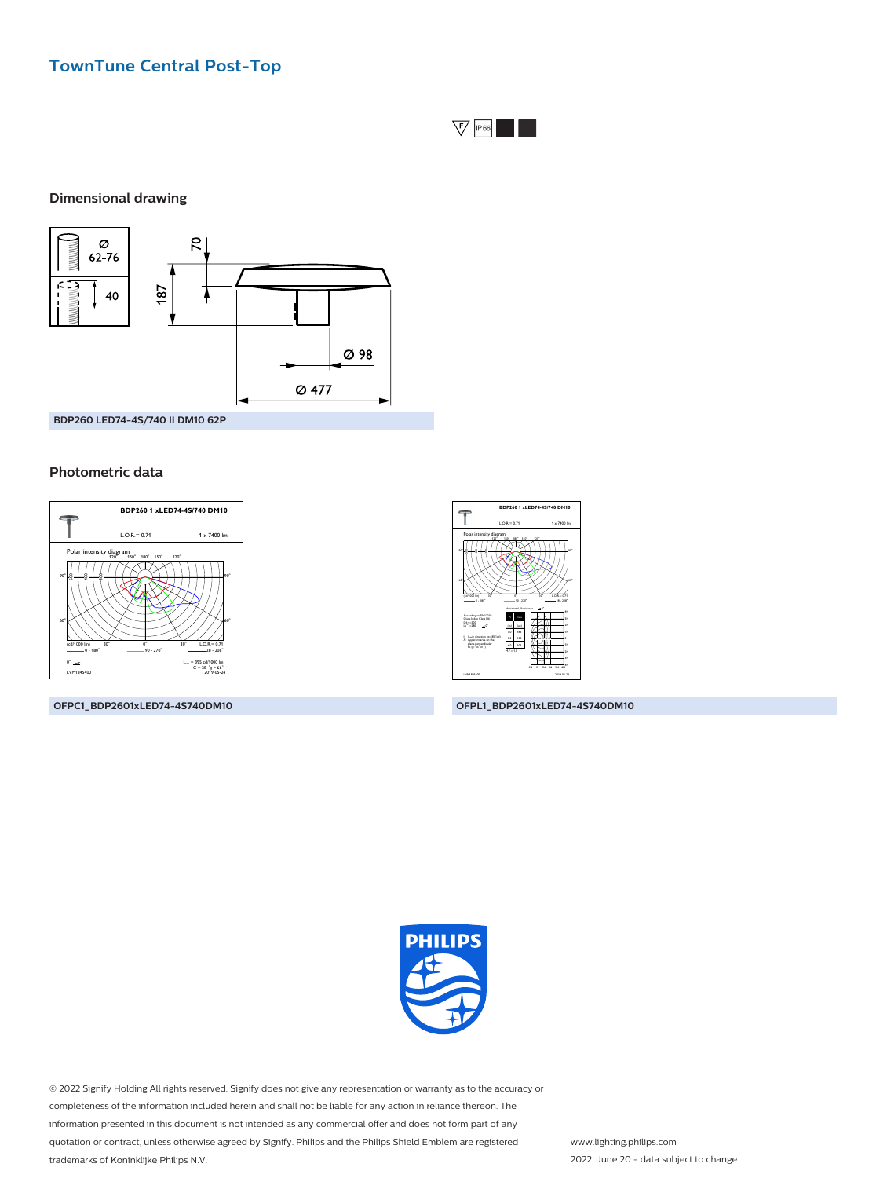# TownTune Central Post-Top

F IP66

## Dimensional drawing

Ø 62-76

40

70

187

Ø 98

Ø 477

**BDP260 LED74-4S/740 II DM10 62P**

## Photometric data

BDP260 1 xLED74-4S/740 DM10

L.O.R.= 0.71

1 x 7400 lm

Polar intensity diagram

(cd/1000 lm)

0 - 180°

90 - 270°

L.O.R.= 0.71

38 - 308°

LVM1845400

2019-05-24

**OFPC1_BDP2601xLED74-4S740DM10**

BDP260 1 xLED74-4S/740 DM10

L.O.R.= 0.71

1 x 7400 lm

Polar intensity diagram

Horizontal Illuminance

**OFPL1_BDP2601xLED74-4S740DM10**

© 2022 Signify Holding All rights reserved. Signify does not give any representation or warranty as to the accuracy or completeness of the information included herein and shall not be liable for any action in reliance thereon. The information presented in this document is not intended as any commercial offer and does not form part of any quotation or contract, unless otherwise agreed by Signify. Philips and the Philips Shield Emblem are registered trademarks of Koninklijke Philips N.V.

www.lighting.philips.com

2022, June 20 - data subject to change